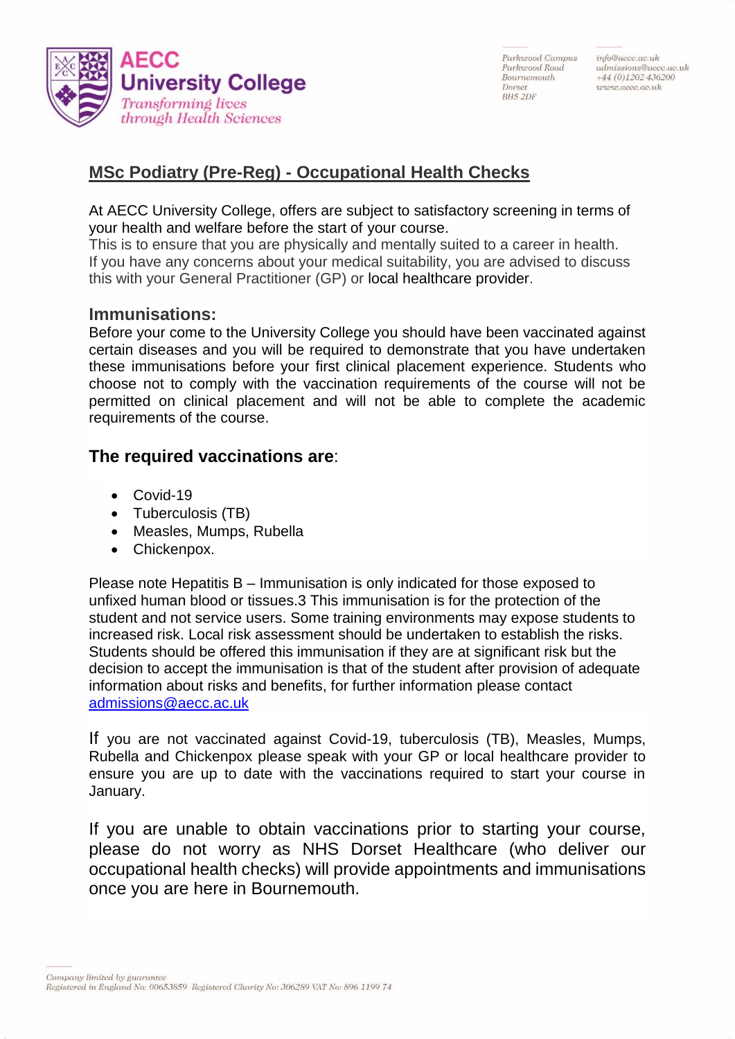## MSc Podiatry (Pre-Reg) - Occupational Health Checks

At AECC University College, offers are subject to satisfactory screening in terms of your health and welfare before the start of your course.
This is to ensure that you are physically and mentally suited to a career in health.
If you have any concerns about your medical suitability, you are advised to discuss this with your General Practitioner (GP) or local healthcare provider.

### Immunisations:

Before your come to the University College you should have been vaccinated against certain diseases and you will be required to demonstrate that you have undertaken these immunisations before your first clinical placement experience. Students who choose not to comply with the vaccination requirements of the course will not be permitted on clinical placement and will not be able to complete the academic requirements of the course.

### The required vaccinations are:

- Covid-19
- Tuberculosis (TB)
- Measles, Mumps, Rubella
- Chickenpox.

Please note Hepatitis B – Immunisation is only indicated for those exposed to unfixed human blood or tissues.3 This immunisation is for the protection of the student and not service users. Some training environments may expose students to increased risk. Local risk assessment should be undertaken to establish the risks. Students should be offered this immunisation if they are at significant risk but the decision to accept the immunisation is that of the student after provision of adequate information about risks and benefits, for further information please contact admissions@aecc.ac.uk

If you are not vaccinated against Covid-19, tuberculosis (TB), Measles, Mumps, Rubella and Chickenpox please speak with your GP or local healthcare provider to ensure you are up to date with the vaccinations required to start your course in January.

If you are unable to obtain vaccinations prior to starting your course, please do not worry as NHS Dorset Healthcare (who deliver our occupational health checks) will provide appointments and immunisations once you are here in Bournemouth.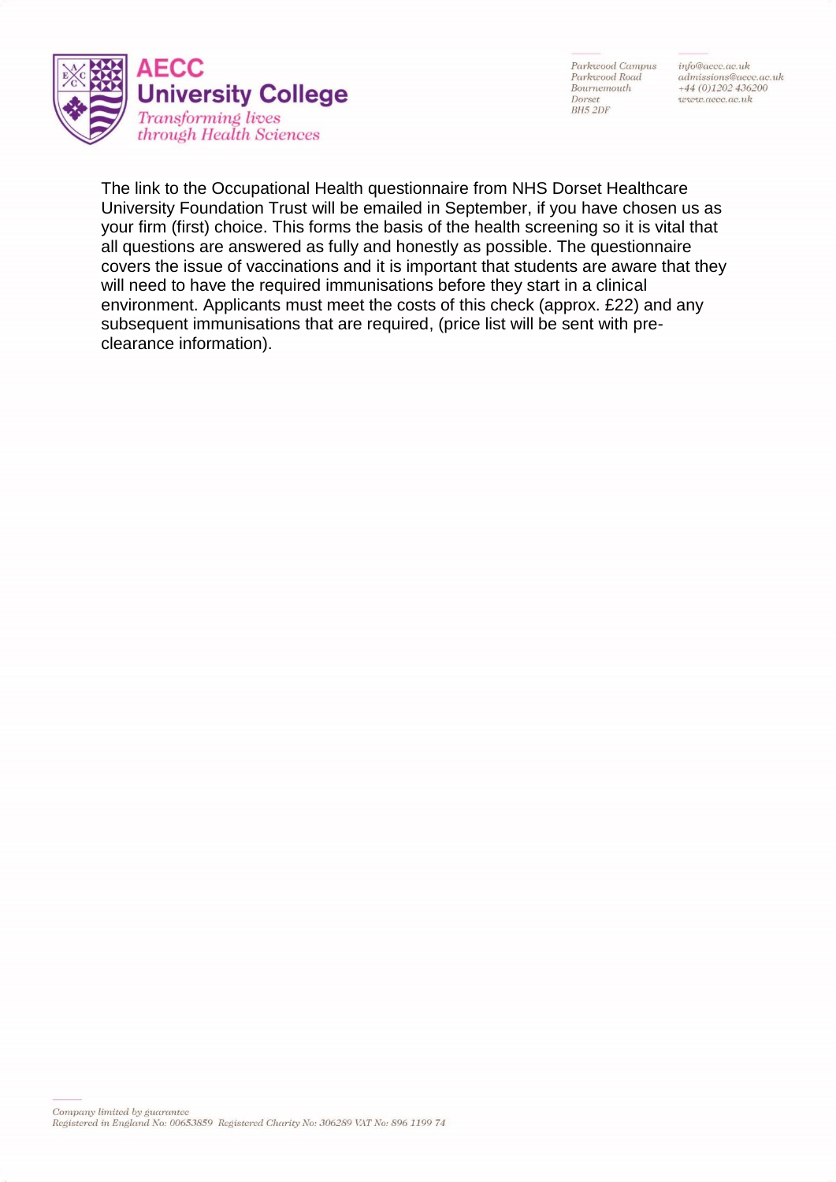The link to the Occupational Health questionnaire from NHS Dorset Healthcare University Foundation Trust will be emailed in September, if you have chosen us as your firm (first) choice. This forms the basis of the health screening so it is vital that all questions are answered as fully and honestly as possible. The questionnaire covers the issue of vaccinations and it is important that students are aware that they will need to have the required immunisations before they start in a clinical environment. Applicants must meet the costs of this check (approx. £22) and any subsequent immunisations that are required, (price list will be sent with pre-clearance information).